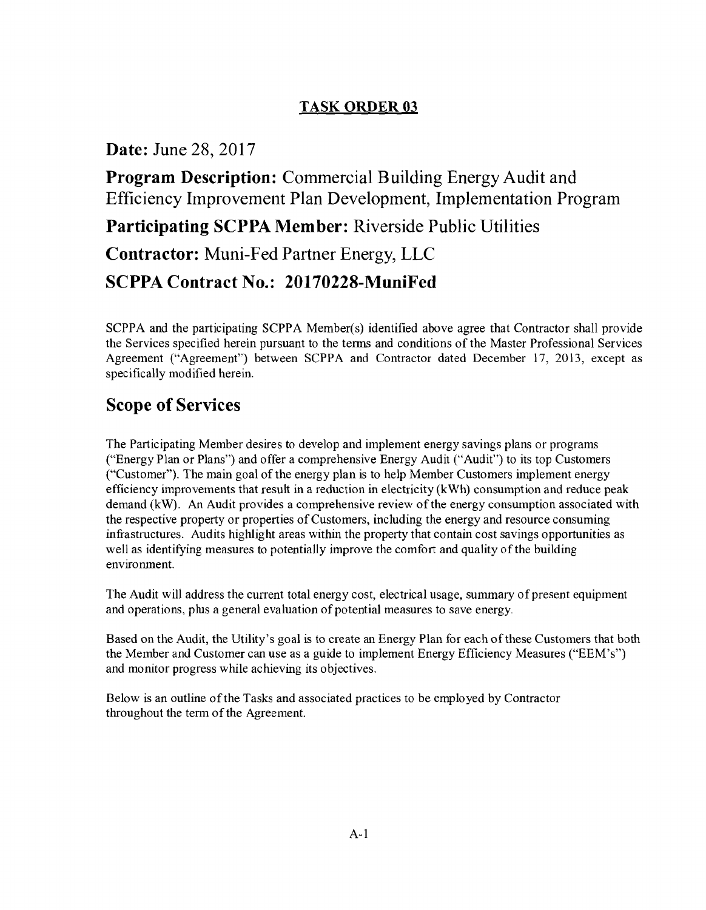# TASK ORDER 03

**Date:** June 28, 2017

**Program Description:** Commercial Building Energy Audit and Efficiency Improvement Plan Development, Implementation Program

**Participating SCPPA Member:** Riverside Public Utilities

**Contractor:** Muni-Fed Partner Energy, LLC

**SCPPA Contract No.: 20170228-MuniFed**

SCPPA and the participating SCPPA Member(s) identified above agree that Contractor shall provide the Services specified herein pursuant to the terms and conditions of the Master Professional Services Agreement ("Agreement") between SCPPA and Contractor dated December 17, 2013, except as specifically modified herein.

## Scope of Services

The Participating Member desires to develop and implement energy savings plans or programs ("Energy Plan or Plans") and offer a comprehensive Energy Audit ("Audit") to its top Customers ("Customer"). The main goal of the energy plan is to help Member Customers implement energy efficiency improvements that result in a reduction in electricity (kWh) consumption and reduce peak demand (kW). An Audit provides a comprehensive review of the energy consumption associated with the respective property or properties of Customers, including the energy and resource consuming infrastructures. Audits highlight areas within the property that contain cost savings opportunities as well as identifying measures to potentially improve the comfort and quality of the building environment.

The Audit will address the current total energy cost, electrical usage, summary of present equipment and operations, plus a general evaluation of potential measures to save energy.

Based on the Audit, the Utility's goal is to create an Energy Plan for each of these Customers that both the Member and Customer can use as a guide to implement Energy Efficiency Measures ("EEM's") and monitor progress while achieving its objectives.

Below is an outline of the Tasks and associated practices to be employed by Contractor throughout the term of the Agreement.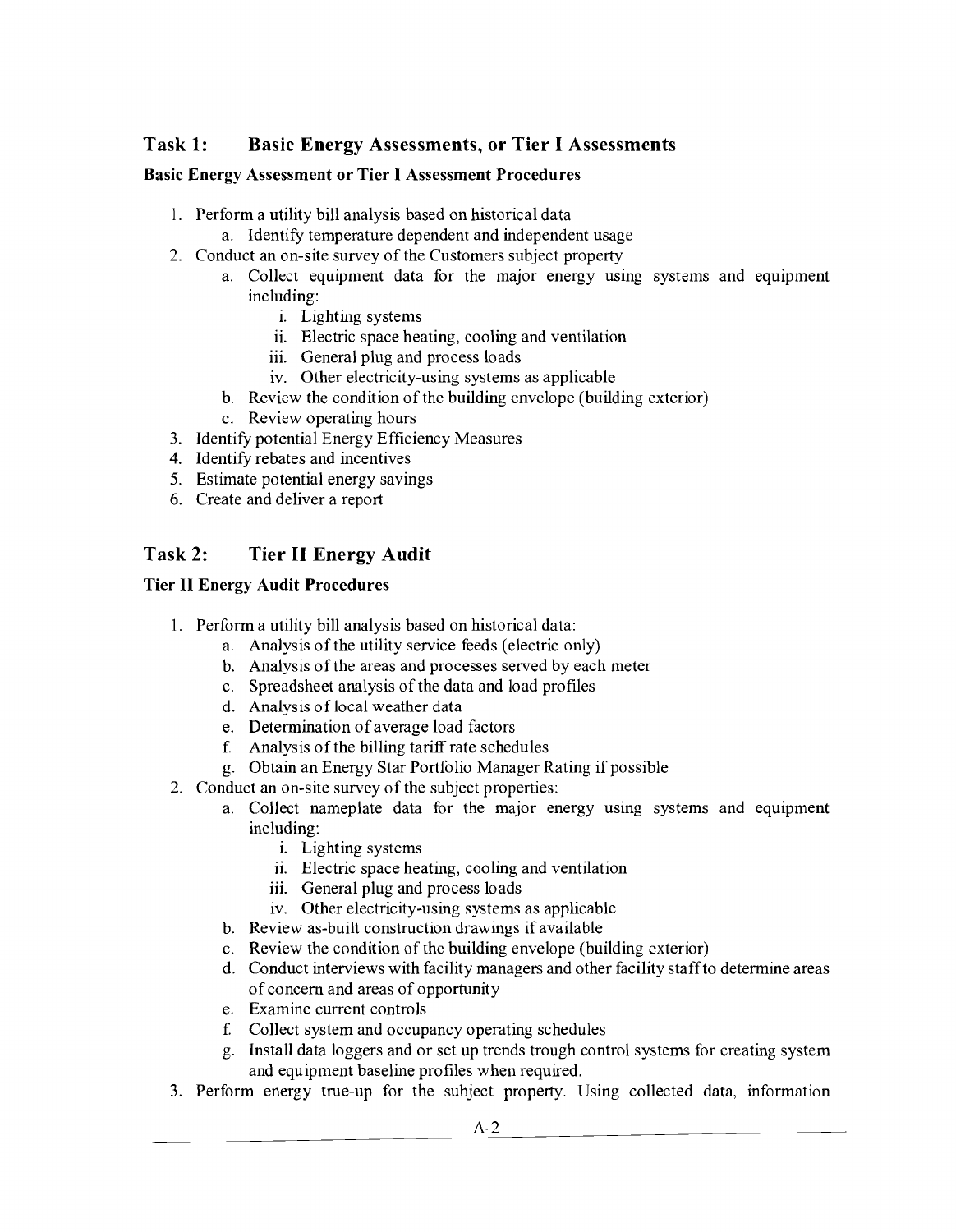## Task 1: Basic Energy Assessments, or Tier I Assessments

**Basic Energy Assessment or Tier I Assessment Procedures**

1. Perform a utility bill analysis based on historical data
   a. Identify temperature dependent and independent usage
2. Conduct an on-site survey of the Customers subject property
   a. Collect equipment data for the major energy using systems and equipment including:
      i. Lighting systems
      ii. Electric space heating, cooling and ventilation
      iii. General plug and process loads
      iv. Other electricity-using systems as applicable
   b. Review the condition of the building envelope (building exterior)
   c. Review operating hours
3. Identify potential Energy Efficiency Measures
4. Identify rebates and incentives
5. Estimate potential energy savings
6. Create and deliver a report

## Task 2: Tier II Energy Audit

**Tier II Energy Audit Procedures**

1. Perform a utility bill analysis based on historical data:
   a. Analysis of the utility service feeds (electric only)
   b. Analysis of the areas and processes served by each meter
   c. Spreadsheet analysis of the data and load profiles
   d. Analysis of local weather data
   e. Determination of average load factors
   f. Analysis of the billing tariff rate schedules
   g. Obtain an Energy Star Portfolio Manager Rating if possible
2. Conduct an on-site survey of the subject properties:
   a. Collect nameplate data for the major energy using systems and equipment including:
      i. Lighting systems
      ii. Electric space heating, cooling and ventilation
      iii. General plug and process loads
      iv. Other electricity-using systems as applicable
   b. Review as-built construction drawings if available
   c. Review the condition of the building envelope (building exterior)
   d. Conduct interviews with facility managers and other facility staff to determine areas of concern and areas of opportunity
   e. Examine current controls
   f. Collect system and occupancy operating schedules
   g. Install data loggers and or set up trends trough control systems for creating system and equipment baseline profiles when required.
3. Perform energy true-up for the subject property. Using collected data, information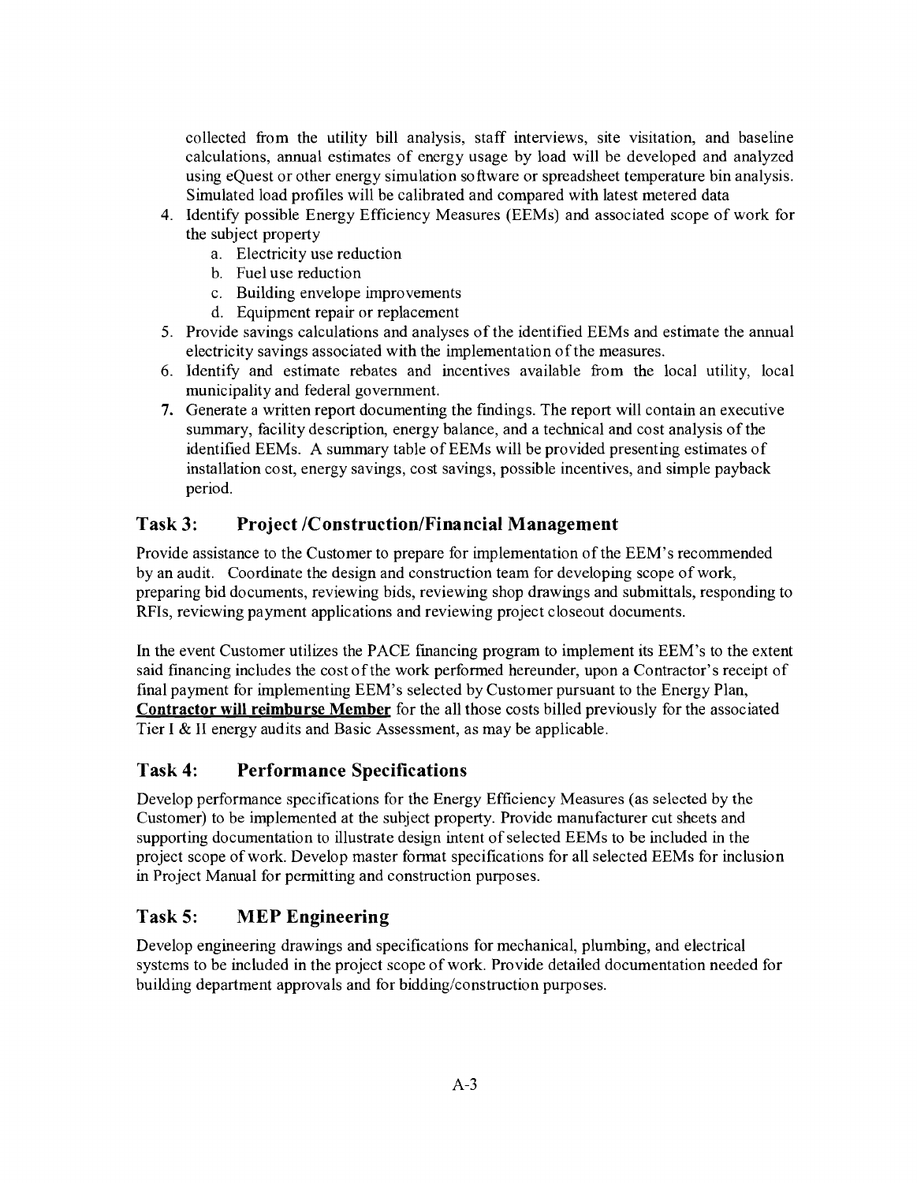collected from the utility bill analysis, staff interviews, site visitation, and baseline calculations, annual estimates of energy usage by load will be developed and analyzed using eQuest or other energy simulation software or spreadsheet temperature bin analysis. Simulated load profiles will be calibrated and compared with latest metered data

4. Identify possible Energy Efficiency Measures (EEMs) and associated scope of work for the subject property
   a. Electricity use reduction
   b. Fuel use reduction
   c. Building envelope improvements
   d. Equipment repair or replacement
5. Provide savings calculations and analyses of the identified EEMs and estimate the annual electricity savings associated with the implementation of the measures.
6. Identify and estimate rebates and incentives available from the local utility, local municipality and federal government.
7. Generate a written report documenting the findings. The report will contain an executive summary, facility description, energy balance, and a technical and cost analysis of the identified EEMs. A summary table of EEMs will be provided presenting estimates of installation cost, energy savings, cost savings, possible incentives, and simple payback period.

## Task 3: Project /Construction/Financial Management

Provide assistance to the Customer to prepare for implementation of the EEM's recommended by an audit. Coordinate the design and construction team for developing scope of work, preparing bid documents, reviewing bids, reviewing shop drawings and submittals, responding to RFIs, reviewing payment applications and reviewing project closeout documents.

In the event Customer utilizes the PACE financing program to implement its EEM's to the extent said financing includes the cost of the work performed hereunder, upon a Contractor's receipt of final payment for implementing EEM's selected by Customer pursuant to the Energy Plan, **Contractor will reimburse Member** for the all those costs billed previously for the associated Tier I & II energy audits and Basic Assessment, as may be applicable.

## Task 4: Performance Specifications

Develop performance specifications for the Energy Efficiency Measures (as selected by the Customer) to be implemented at the subject property. Provide manufacturer cut sheets and supporting documentation to illustrate design intent of selected EEMs to be included in the project scope of work. Develop master format specifications for all selected EEMs for inclusion in Project Manual for permitting and construction purposes.

## Task 5: MEP Engineering

Develop engineering drawings and specifications for mechanical, plumbing, and electrical systems to be included in the project scope of work. Provide detailed documentation needed for building department approvals and for bidding/construction purposes.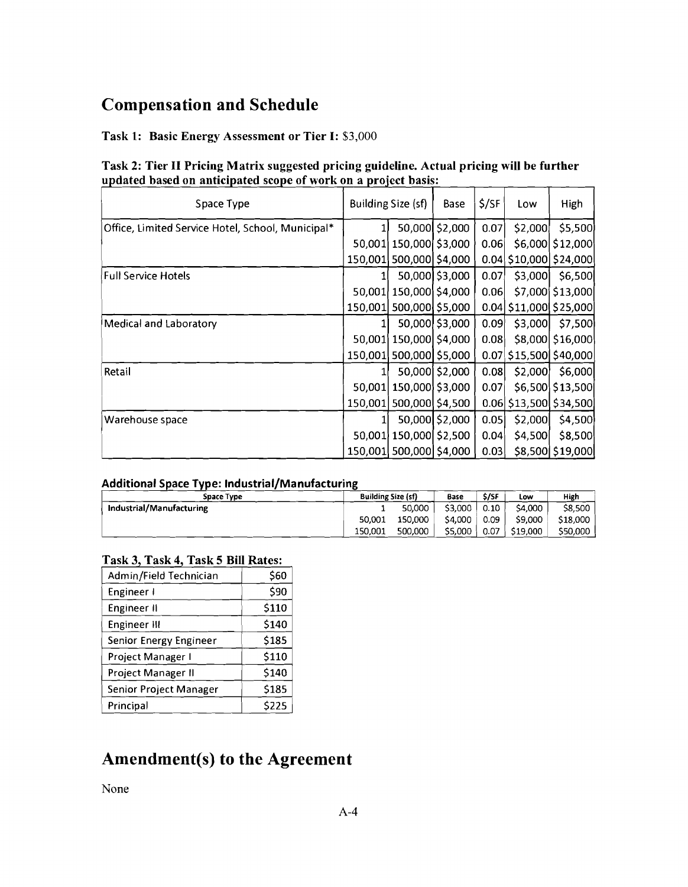## Compensation and Schedule

**Task 1: Basic Energy Assessment or Tier I:** $3,000

**Task 2: Tier II Pricing Matrix suggested pricing guideline. Actual pricing will be further updated based on anticipated scope of work on a project basis:**

| Space Type | Building Size (sf) | | Base | $/SF | Low | High |
|---|---|---|---|---|---|---|
| Office, Limited Service Hotel, School, Municipal* | 1 | 50,000 | $2,000 | 0.07 | $2,000 | $5,500 |
| | 50,001 | 150,000 | $3,000 | 0.06 | $6,000 | $12,000 |
| | 150,001 | 500,000 | $4,000 | 0.04 | $10,000 | $24,000 |
| Full Service Hotels | 1 | 50,000 | $3,000 | 0.07 | $3,000 | $6,500 |
| | 50,001 | 150,000 | $4,000 | 0.06 | $7,000 | $13,000 |
| | 150,001 | 500,000 | $5,000 | 0.04 | $11,000 | $25,000 |
| Medical and Laboratory | 1 | 50,000 | $3,000 | 0.09 | $3,000 | $7,500 |
| | 50,001 | 150,000 | $4,000 | 0.08 | $8,000 | $16,000 |
| | 150,001 | 500,000 | $5,000 | 0.07 | $15,500 | $40,000 |
| Retail | 1 | 50,000 | $2,000 | 0.08 | $2,000 | $6,000 |
| | 50,001 | 150,000 | $3,000 | 0.07 | $6,500 | $13,500 |
| | 150,001 | 500,000 | $4,500 | 0.06 | $13,500 | $34,500 |
| Warehouse space | 1 | 50,000 | $2,000 | 0.05 | $2,000 | $4,500 |
| | 50,001 | 150,000 | $2,500 | 0.04 | $4,500 | $8,500 |
| | 150,001 | 500,000 | $4,000 | 0.03 | $8,500 | $19,000 |

**Additional Space Type: Industrial/Manufacturing**

| Space Type | Building Size (sf) | | Base | $/SF | Low | High |
|---|---|---|---|---|---|---|
| Industrial/Manufacturing | 1 | 50,000 | $3,000 | 0.10 | $4,000 | $8,500 |
| | 50,001 | 150,000 | $4,000 | 0.09 | $9,000 | $18,000 |
| | 150,001 | 500,000 | $5,000 | 0.07 | $19,000 | $50,000 |

**Task 3, Task 4, Task 5 Bill Rates:**

| Role | Rate |
|---|---|
| Admin/Field Technician | $60 |
| Engineer I | $90 |
| Engineer II | $110 |
| Engineer III | $140 |
| Senior Energy Engineer | $185 |
| Project Manager I | $110 |
| Project Manager II | $140 |
| Senior Project Manager | $185 |
| Principal | $225 |

## Amendment(s) to the Agreement

None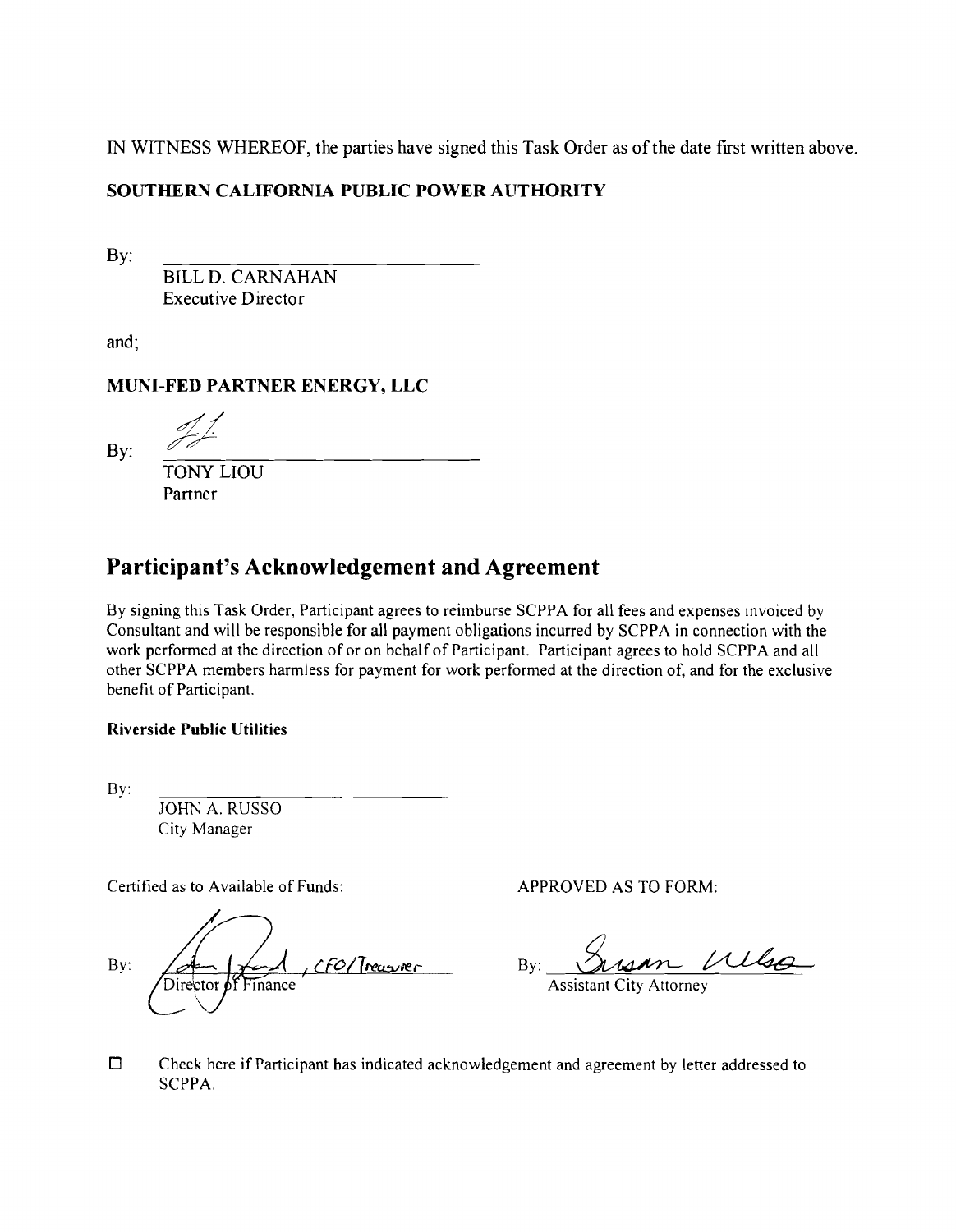IN WITNESS WHEREOF, the parties have signed this Task Order as of the date first written above.

**SOUTHERN CALIFORNIA PUBLIC POWER AUTHORITY**

By: \_\_\_\_\_\_\_\_\_\_\_\_\_\_\_\_\_\_\_\_\_\_\_\_\_\_\_\_

BILL D. CARNAHAN
Executive Director

and;

**MUNI-FED PARTNER ENERGY, LLC**

By: \_\_\_\_\_\_\_\_\_\_\_\_\_\_\_\_\_\_\_\_\_\_\_\_\_\_\_\_

TONY LIOU
Partner

## Participant's Acknowledgement and Agreement

By signing this Task Order, Participant agrees to reimburse SCPPA for all fees and expenses invoiced by Consultant and will be responsible for all payment obligations incurred by SCPPA in connection with the work performed at the direction of or on behalf of Participant. Participant agrees to hold SCPPA and all other SCPPA members harmless for payment for work performed at the direction of, and for the exclusive benefit of Participant.

**Riverside Public Utilities**

By: \_\_\_\_\_\_\_\_\_\_\_\_\_\_\_\_\_\_\_\_\_\_\_\_\_\_\_\_

JOHN A. RUSSO
City Manager

Certified as to Available of Funds:

By: \_\_\_\_\_\_\_\_\_\_\_\_\_\_\_\_\_\_\_\_\_\_\_\_\_\_\_\_, CFO/Treasurer
Director of Finance

APPROVED AS TO FORM:

By: \_\_\_\_\_\_\_\_\_\_\_\_\_\_\_\_\_\_\_\_\_\_\_\_\_\_\_\_
Assistant City Attorney

☐ Check here if Participant has indicated acknowledgement and agreement by letter addressed to SCPPA.